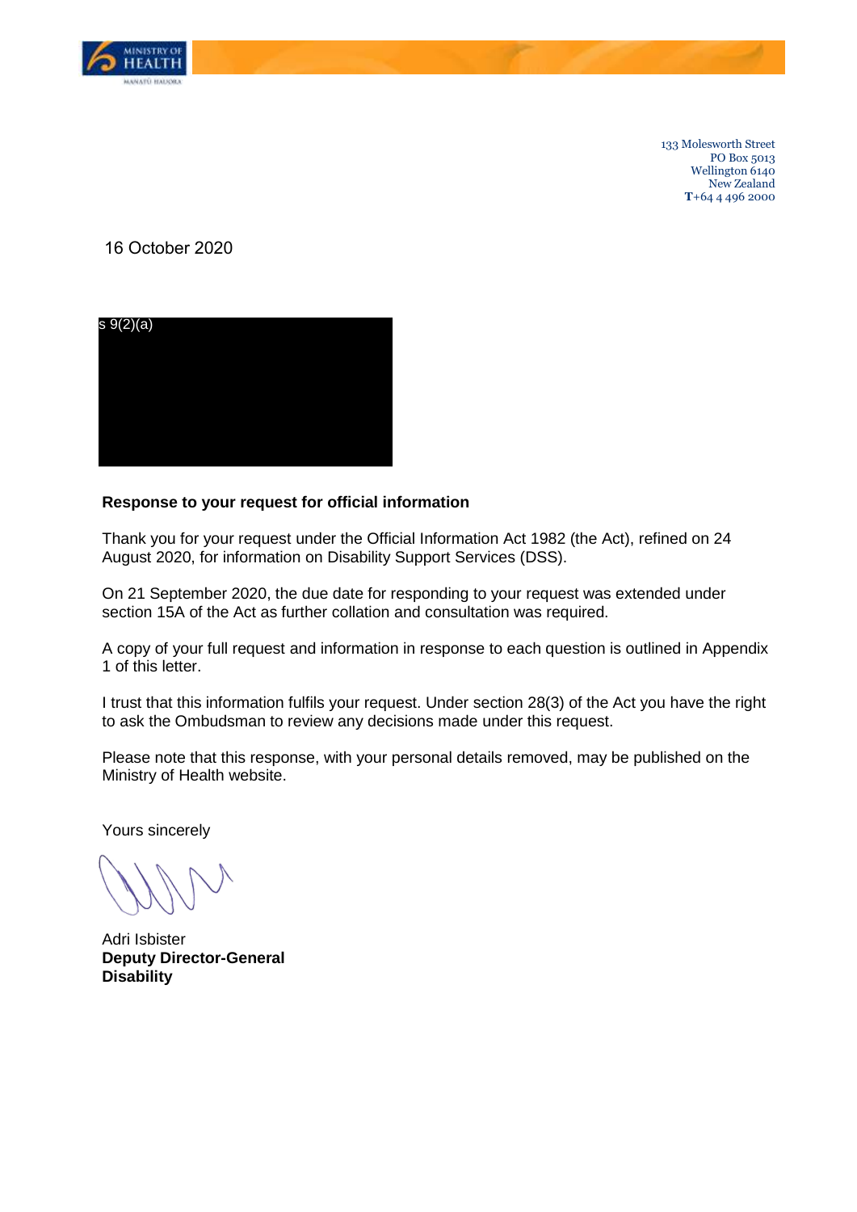133 Molesworth Street
PO Box 5013
Wellington 6140
New Zealand
**T**+64 4 496 2000

16 October 2020

s 9(2)(a)

**Response to your request for official information**

Thank you for your request under the Official Information Act 1982 (the Act), refined on 24 August 2020, for information on Disability Support Services (DSS).

On 21 September 2020, the due date for responding to your request was extended under section 15A of the Act as further collation and consultation was required.

A copy of your full request and information in response to each question is outlined in Appendix 1 of this letter.

I trust that this information fulfils your request. Under section 28(3) of the Act you have the right to ask the Ombudsman to review any decisions made under this request.

Please note that this response, with your personal details removed, may be published on the Ministry of Health website.

Yours sincerely

Adri Isbister
**Deputy Director-General**
**Disability**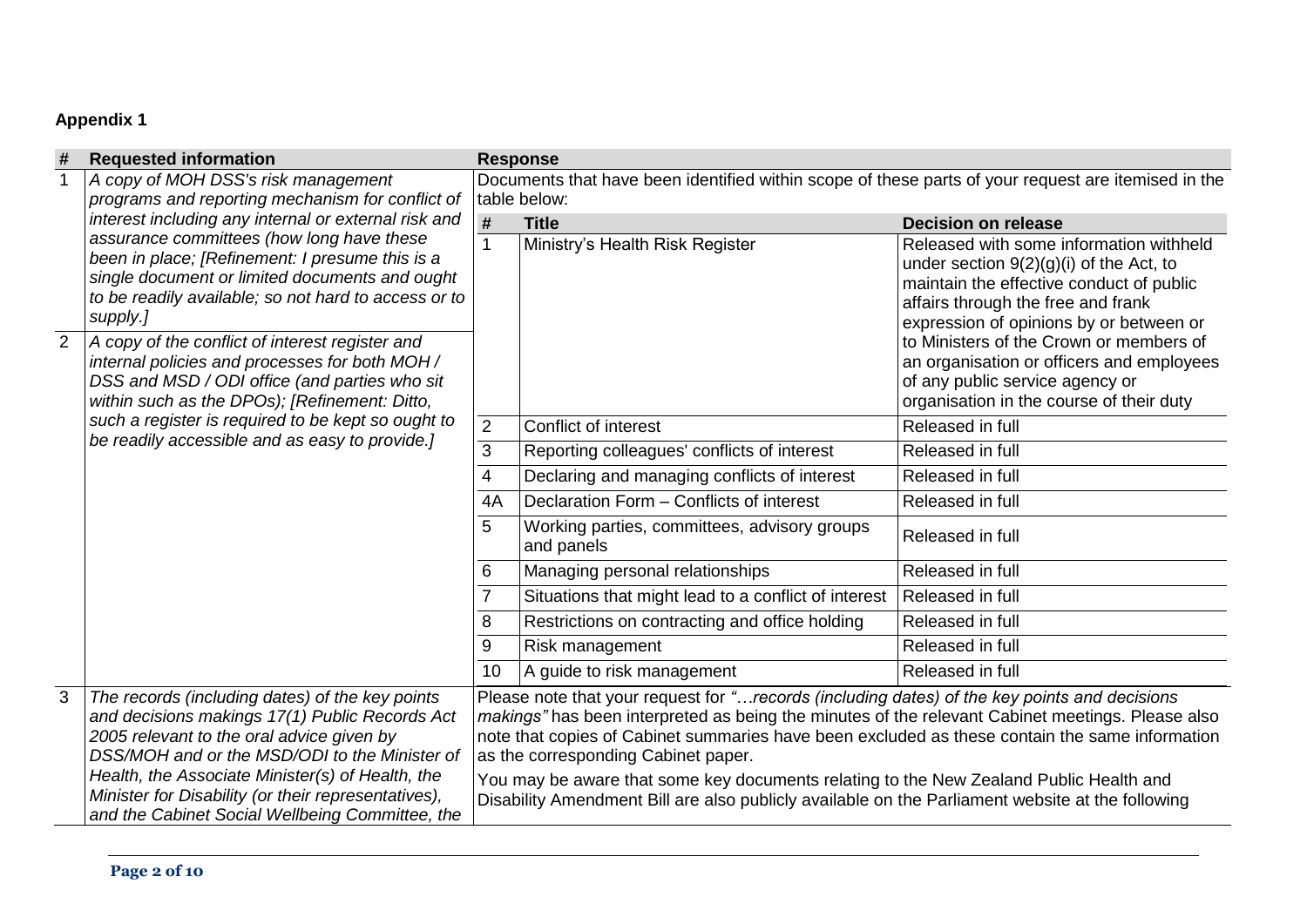## Appendix 1

| # | Requested information | Response | | |
|---|---|---|---|---|
| 1 | *A copy of MOH DSS's risk management programs and reporting mechanism for conflict of interest including any internal or external risk and assurance committees (how long have these been in place; [Refinement: I presume this is a single document or limited documents and ought to be readily available; so not hard to access or to supply.]* | Documents that have been identified within scope of these parts of your request are itemised in the table below: | | |
| 2 | *A copy of the conflict of interest register and internal policies and processes for both MOH / DSS and MSD / ODI office (and parties who sit within such as the DPOs); [Refinement: Ditto, such a register is required to be kept so ought to be readily accessible and as easy to provide.]* | **#** | **Title** | **Decision on release** |
| | | 1 | Ministry's Health Risk Register | Released with some information withheld under section 9(2)(g)(i) of the Act, to maintain the effective conduct of public affairs through the free and frank expression of opinions by or between or to Ministers of the Crown or members of an organisation or officers and employees of any public service agency or organisation in the course of their duty |
| | | 2 | Conflict of interest | Released in full |
| | | 3 | Reporting colleagues' conflicts of interest | Released in full |
| | | 4 | Declaring and managing conflicts of interest | Released in full |
| | | 4A | Declaration Form – Conflicts of interest | Released in full |
| | | 5 | Working parties, committees, advisory groups and panels | Released in full |
| | | 6 | Managing personal relationships | Released in full |
| | | 7 | Situations that might lead to a conflict of interest | Released in full |
| | | 8 | Restrictions on contracting and office holding | Released in full |
| | | 9 | Risk management | Released in full |
| | | 10 | A guide to risk management | Released in full |
| 3 | *The records (including dates) of the key points and decisions makings 17(1) Public Records Act 2005 relevant to the oral advice given by DSS/MOH and or the MSD/ODI to the Minister of Health, the Associate Minister(s) of Health, the Minister for Disability (or their representatives), and the Cabinet Social Wellbeing Committee, the* | Please note that your request for *"…records (including dates) of the key points and decisions makings"* has been interpreted as being the minutes of the relevant Cabinet meetings. Please also note that copies of Cabinet summaries have been excluded as these contain the same information as the corresponding Cabinet paper. You may be aware that some key documents relating to the New Zealand Public Health and Disability Amendment Bill are also publicly available on the Parliament website at the following | | |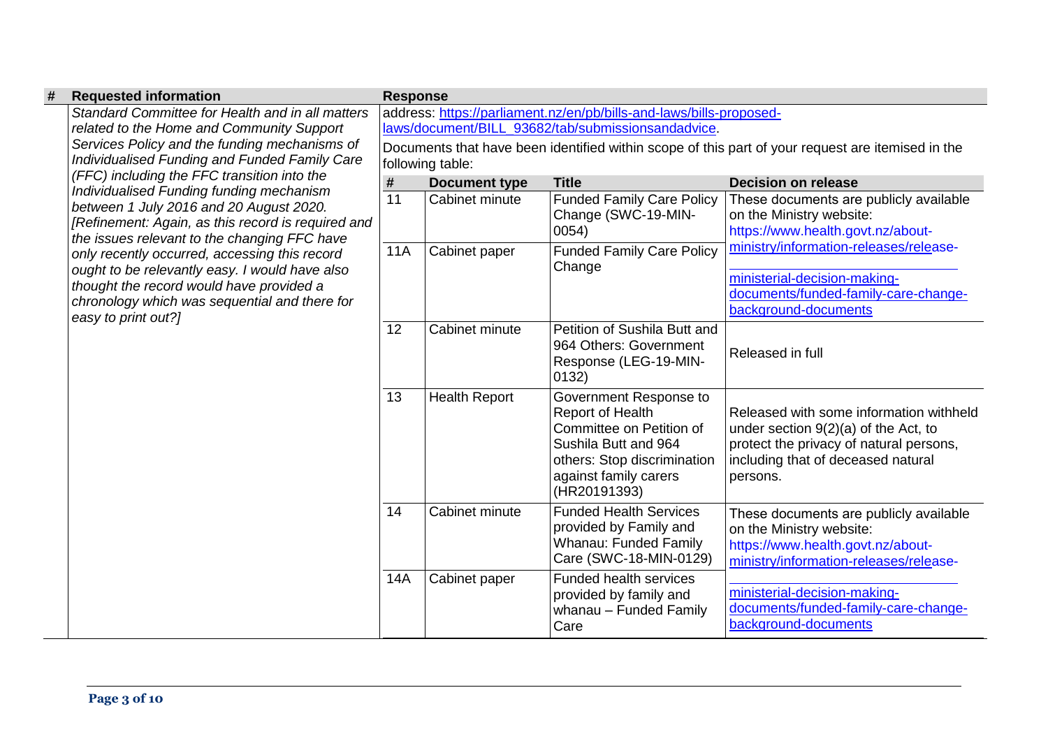| # | Requested information | Response |
|---|---|---|
| | *Standard Committee for Health and in all matters related to the Home and Community Support Services Policy and the funding mechanisms of Individualised Funding and Funded Family Care (FFC) including the FFC transition into the Individualised Funding funding mechanism between 1 July 2016 and 20 August 2020. [Refinement: Again, as this record is required and the issues relevant to the changing FFC have only recently occurred, accessing this record ought to be relevantly easy. I would have also thought the record would have provided a chronology which was sequential and there for easy to print out?]* | address: https://parliament.nz/en/pb/bills-and-laws/bills-proposed-laws/document/BILL_93682/tab/submissionsandadvice.<br><br>Documents that have been identified within scope of this part of your request are itemised in the following table: |

| # | Document type | Title | Decision on release |
|---|---|---|---|
| 11 | Cabinet minute | Funded Family Care Policy Change (SWC-19-MIN-0054) | These documents are publicly available on the Ministry website: https://www.health.govt.nz/about-ministry/information-releases/release-ministerial-decision-making-documents/funded-family-care-change-background-documents |
| 11A | Cabinet paper | Funded Family Care Policy Change | |
| 12 | Cabinet minute | Petition of Sushila Butt and 964 Others: Government Response (LEG-19-MIN-0132) | Released in full |
| 13 | Health Report | Government Response to Report of Health Committee on Petition of Sushila Butt and 964 others: Stop discrimination against family carers (HR20191393) | Released with some information withheld under section 9(2)(a) of the Act, to protect the privacy of natural persons, including that of deceased natural persons. |
| 14 | Cabinet minute | Funded Health Services provided by Family and Whanau: Funded Family Care (SWC-18-MIN-0129) | These documents are publicly available on the Ministry website: https://www.health.govt.nz/about-ministry/information-releases/release-ministerial-decision-making-documents/funded-family-care-change-background-documents |
| 14A | Cabinet paper | Funded health services provided by family and whanau – Funded Family Care | |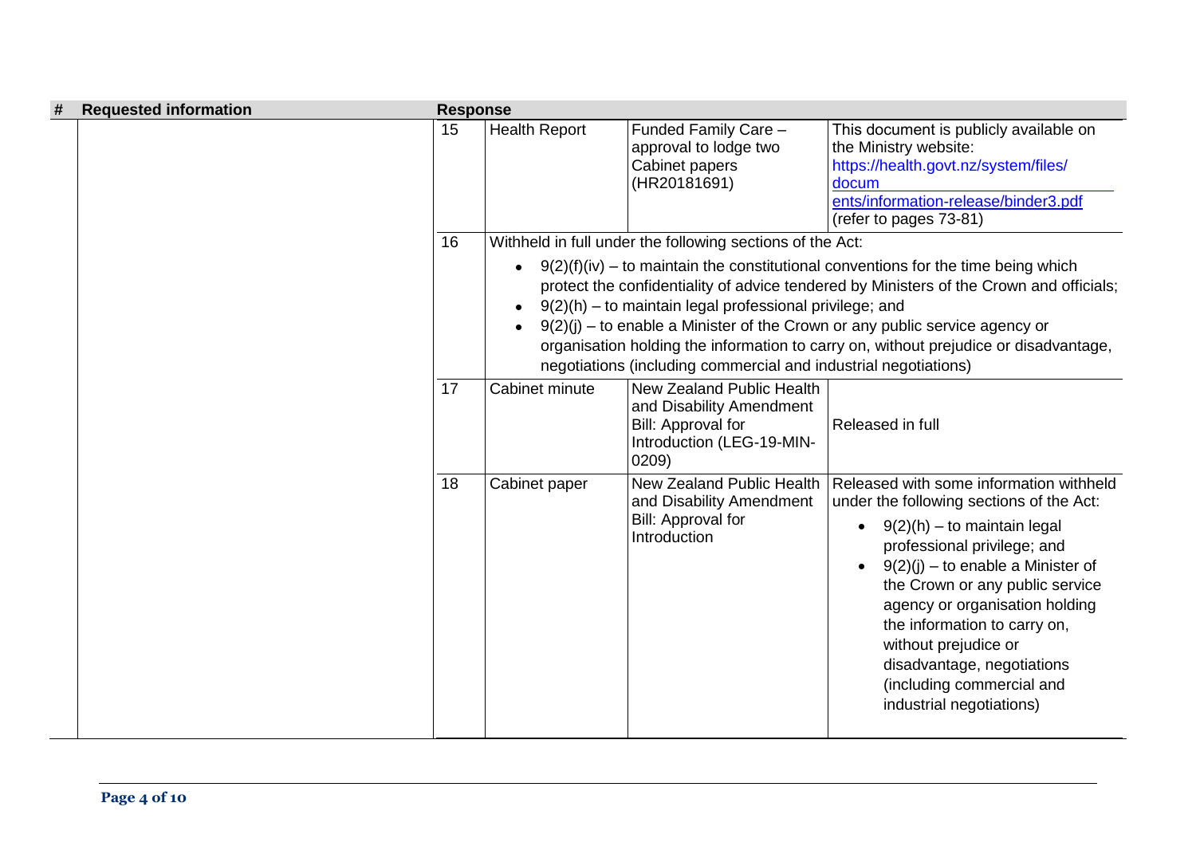| # | Requested information | Response | | | |
|---|---|---|---|---|---|
| | | 15 | Health Report | Funded Family Care – approval to lodge two Cabinet papers (HR20181691) | This document is publicly available on the Ministry website: https://health.govt.nz/system/files/documents/information-release/binder3.pdf (refer to pages 73-81) |
| | | 16 | Withheld in full under the following sections of the Act:<br>• 9(2)(f)(iv) – to maintain the constitutional conventions for the time being which protect the confidentiality of advice tendered by Ministers of the Crown and officials;<br>• 9(2)(h) – to maintain legal professional privilege; and<br>• 9(2)(j) – to enable a Minister of the Crown or any public service agency or organisation holding the information to carry on, without prejudice or disadvantage, negotiations (including commercial and industrial negotiations) | | |
| | | 17 | Cabinet minute | New Zealand Public Health and Disability Amendment Bill: Approval for Introduction (LEG-19-MIN-0209) | Released in full |
| | | 18 | Cabinet paper | New Zealand Public Health and Disability Amendment Bill: Approval for Introduction | Released with some information withheld under the following sections of the Act:<br>• 9(2)(h) – to maintain legal professional privilege; and<br>• 9(2)(j) – to enable a Minister of the Crown or any public service agency or organisation holding the information to carry on, without prejudice or disadvantage, negotiations (including commercial and industrial negotiations) |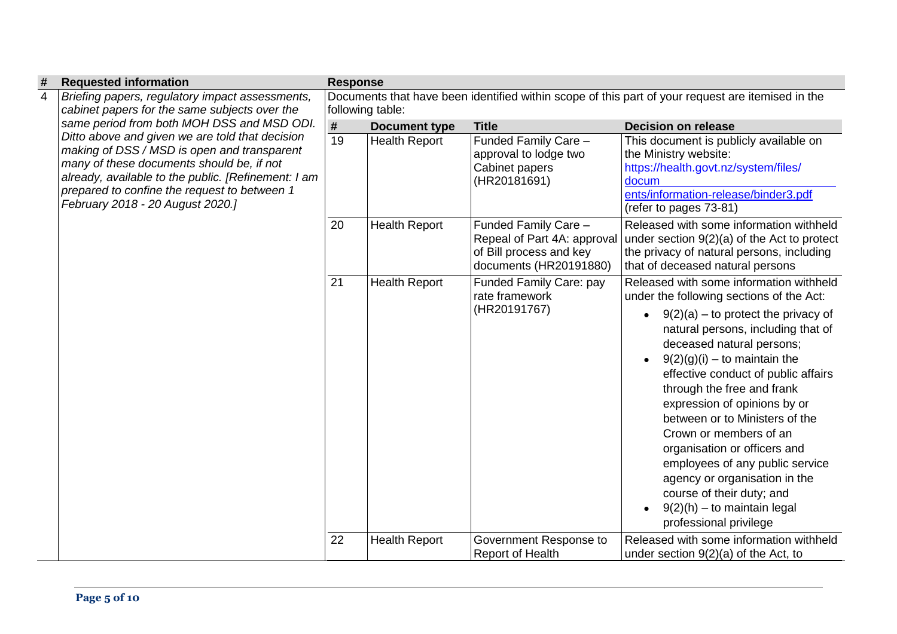| # | Requested information | Response | | | |
|---|---|---|---|---|---|
| 4 | *Briefing papers, regulatory impact assessments, cabinet papers for the same subjects over the same period from both MOH DSS and MSD ODI. Ditto above and given we are told that decision making of DSS / MSD is open and transparent many of these documents should be, if not already, available to the public. [Refinement: I am prepared to confine the request to between 1 February 2018 - 20 August 2020.]* | Documents that have been identified within scope of this part of your request are itemised in the following table: | | | |
| | | **#** | **Document type** | **Title** | **Decision on release** |
| | | 19 | Health Report | Funded Family Care – approval to lodge two Cabinet papers (HR20181691) | This document is publicly available on the Ministry website: https://health.govt.nz/system/files/documents/information-release/binder3.pdf (refer to pages 73-81) |
| | | 20 | Health Report | Funded Family Care – Repeal of Part 4A: approval of Bill process and key documents (HR20191880) | Released with some information withheld under section 9(2)(a) of the Act to protect the privacy of natural persons, including that of deceased natural persons |
| | | 21 | Health Report | Funded Family Care: pay rate framework (HR20191767) | Released with some information withheld under the following sections of the Act: <br>• 9(2)(a) – to protect the privacy of natural persons, including that of deceased natural persons; <br>• 9(2)(g)(i) – to maintain the effective conduct of public affairs through the free and frank expression of opinions by or between or to Ministers of the Crown or members of an organisation or officers and employees of any public service agency or organisation in the course of their duty; and <br>• 9(2)(h) – to maintain legal professional privilege |
| | | 22 | Health Report | Government Response to Report of Health | Released with some information withheld under section 9(2)(a) of the Act, to |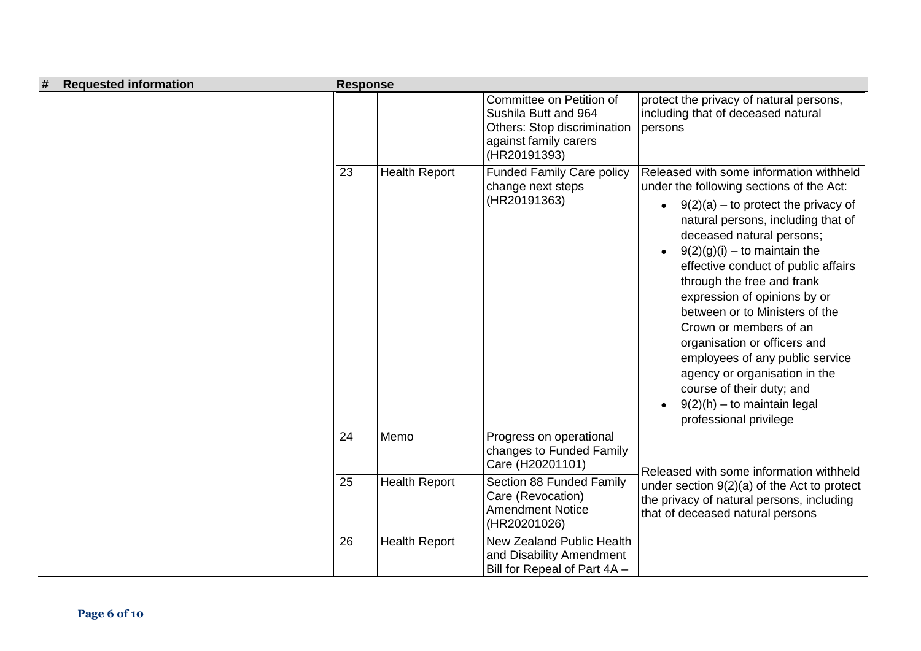| # | Requested information | Response | | | |
|---|---|---|---|---|---|
| | | | | Committee on Petition of Sushila Butt and 964 Others: Stop discrimination against family carers (HR20191393) | protect the privacy of natural persons, including that of deceased natural persons |
| | | 23 | Health Report | Funded Family Care policy change next steps (HR20191363) | Released with some information withheld under the following sections of the Act:<br>• 9(2)(a) – to protect the privacy of natural persons, including that of deceased natural persons;<br>• 9(2)(g)(i) – to maintain the effective conduct of public affairs through the free and frank expression of opinions by or between or to Ministers of the Crown or members of an organisation or officers and employees of any public service agency or organisation in the course of their duty; and<br>• 9(2)(h) – to maintain legal professional privilege |
| | | 24 | Memo | Progress on operational changes to Funded Family Care (H20201101) | Released with some information withheld under section 9(2)(a) of the Act to protect the privacy of natural persons, including that of deceased natural persons |
| | | 25 | Health Report | Section 88 Funded Family Care (Revocation) Amendment Notice (HR20201026) | |
| | | 26 | Health Report | New Zealand Public Health and Disability Amendment Bill for Repeal of Part 4A – | |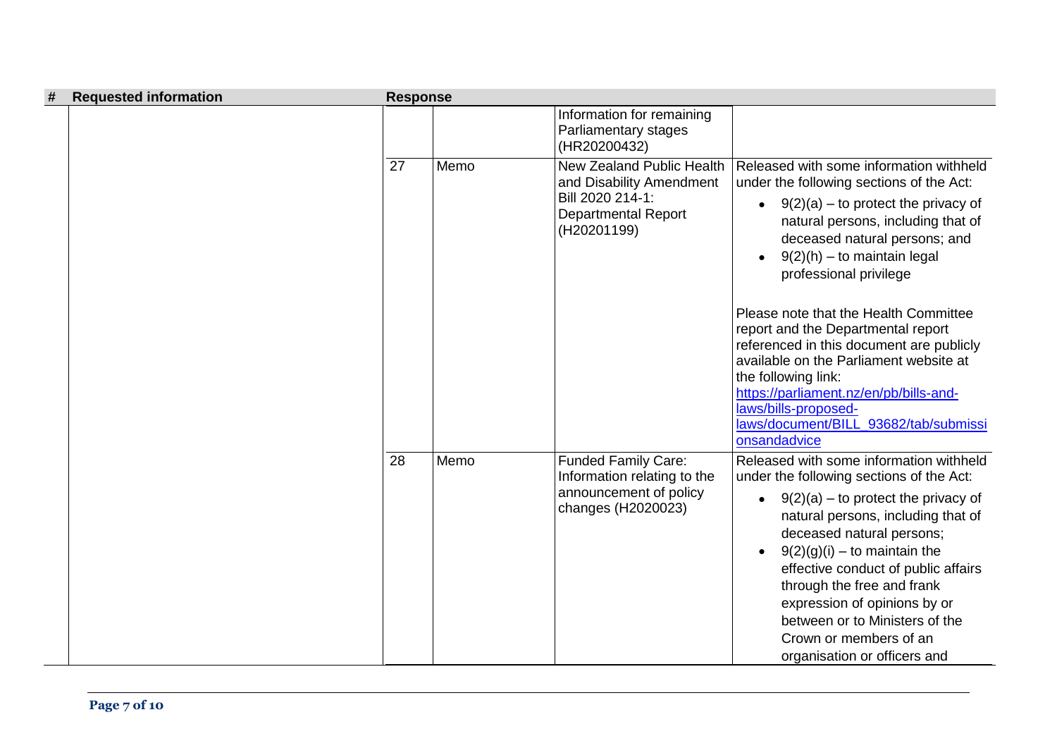| # | Requested information | Response | | | |
|---|---|---|---|---|---|
| | | | | Information for remaining Parliamentary stages (HR20200432) | |
| | | 27 | Memo | New Zealand Public Health and Disability Amendment Bill 2020 214-1: Departmental Report (H20201199) | Released with some information withheld under the following sections of the Act:<br>• 9(2)(a) – to protect the privacy of natural persons, including that of deceased natural persons; and<br>• 9(2)(h) – to maintain legal professional privilege<br><br>Please note that the Health Committee report and the Departmental report referenced in this document are publicly available on the Parliament website at the following link: https://parliament.nz/en/pb/bills-and-laws/bills-proposed-laws/document/BILL_93682/tab/submissionsandadvice |
| | | 28 | Memo | Funded Family Care: Information relating to the announcement of policy changes (H2020023) | Released with some information withheld under the following sections of the Act:<br>• 9(2)(a) – to protect the privacy of natural persons, including that of deceased natural persons;<br>• 9(2)(g)(i) – to maintain the effective conduct of public affairs through the free and frank expression of opinions by or between or to Ministers of the Crown or members of an organisation or officers and |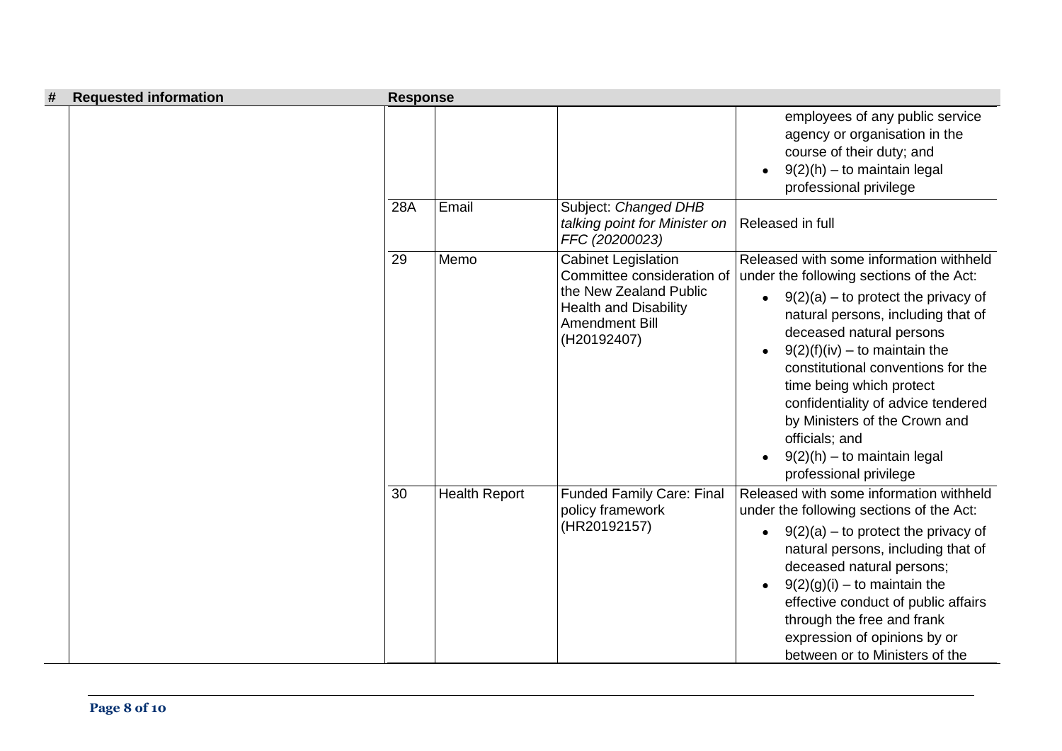| # | Requested information | Response | | | |
|---|---|---|---|---|---|
| | | | | | employees of any public service agency or organisation in the course of their duty; and<br>• 9(2)(h) – to maintain legal professional privilege |
| | | 28A | Email | Subject: *Changed DHB talking point for Minister on FFC (20200023)* | Released in full |
| | | 29 | Memo | Cabinet Legislation Committee consideration of the New Zealand Public Health and Disability Amendment Bill (H20192407) | Released with some information withheld under the following sections of the Act:<br>• 9(2)(a) – to protect the privacy of natural persons, including that of deceased natural persons<br>• 9(2)(f)(iv) – to maintain the constitutional conventions for the time being which protect confidentiality of advice tendered by Ministers of the Crown and officials; and<br>• 9(2)(h) – to maintain legal professional privilege |
| | | 30 | Health Report | Funded Family Care: Final policy framework (HR20192157) | Released with some information withheld under the following sections of the Act:<br>• 9(2)(a) – to protect the privacy of natural persons, including that of deceased natural persons;<br>• 9(2)(g)(i) – to maintain the effective conduct of public affairs through the free and frank expression of opinions by or between or to Ministers of the |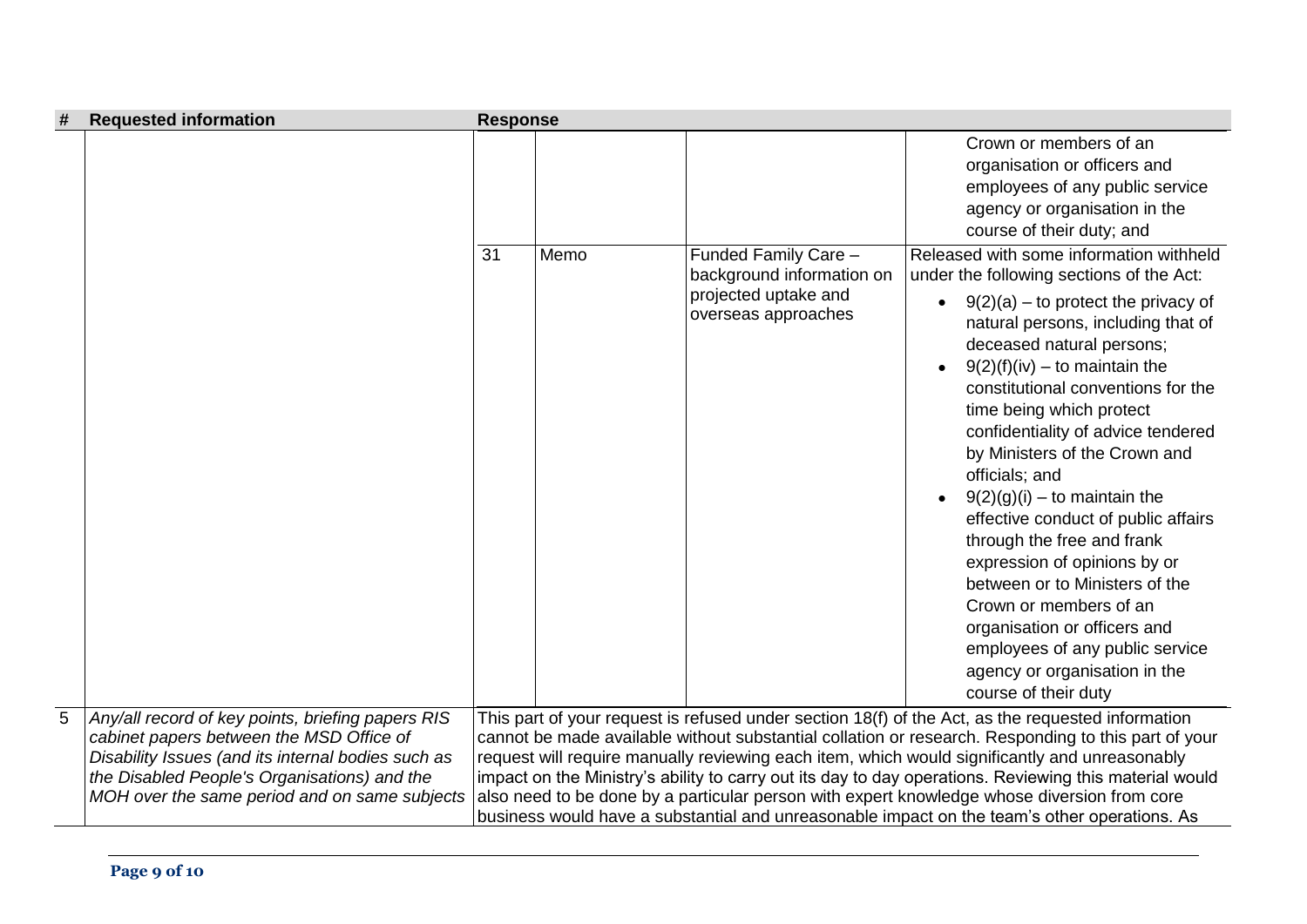| # | Requested information | Response | | | |
|---|---|---|---|---|---|
| | | | | | Crown or members of an organisation or officers and employees of any public service agency or organisation in the course of their duty; and |
| | | 31 | Memo | Funded Family Care – background information on projected uptake and overseas approaches | Released with some information withheld under the following sections of the Act: <br>• 9(2)(a) – to protect the privacy of natural persons, including that of deceased natural persons; <br>• 9(2)(f)(iv) – to maintain the constitutional conventions for the time being which protect confidentiality of advice tendered by Ministers of the Crown and officials; and <br>• 9(2)(g)(i) – to maintain the effective conduct of public affairs through the free and frank expression of opinions by or between or to Ministers of the Crown or members of an organisation or officers and employees of any public service agency or organisation in the course of their duty |
| 5 | *Any/all record of key points, briefing papers RIS cabinet papers between the MSD Office of Disability Issues (and its internal bodies such as the Disabled People's Organisations) and the MOH over the same period and on same subjects* | This part of your request is refused under section 18(f) of the Act, as the requested information cannot be made available without substantial collation or research. Responding to this part of your request will require manually reviewing each item, which would significantly and unreasonably impact on the Ministry's ability to carry out its day to day operations. Reviewing this material would also need to be done by a particular person with expert knowledge whose diversion from core business would have a substantial and unreasonable impact on the team's other operations. As | | | |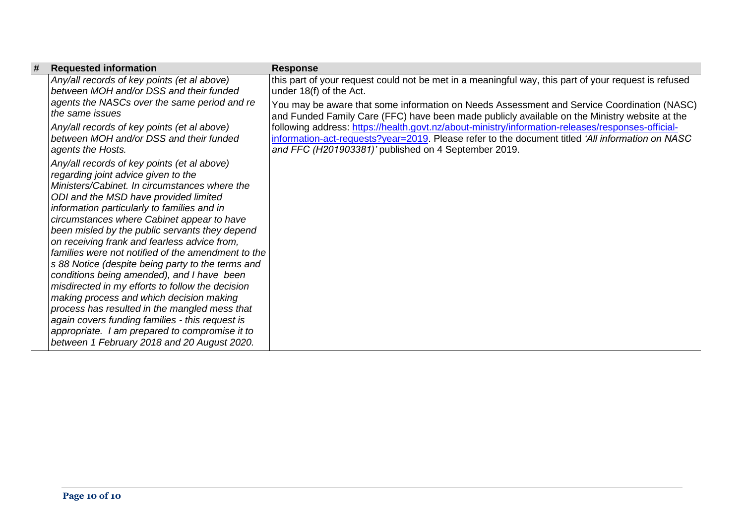| # | Requested information | Response |
|---|---|---|
| | *Any/all records of key points (et al above) between MOH and/or DSS and their funded agents the NASCs over the same period and re the same issues*<br><br>*Any/all records of key points (et al above) between MOH and/or DSS and their funded agents the Hosts.*<br><br>*Any/all records of key points (et al above) regarding joint advice given to the Ministers/Cabinet. In circumstances where the ODI and the MSD have provided limited information particularly to families and in circumstances where Cabinet appear to have been misled by the public servants they depend on receiving frank and fearless advice from, families were not notified of the amendment to the s 88 Notice (despite being party to the terms and conditions being amended), and I have been misdirected in my efforts to follow the decision making process and which decision making process has resulted in the mangled mess that again covers funding families - this request is appropriate. I am prepared to compromise it to between 1 February 2018 and 20 August 2020.* | this part of your request could not be met in a meaningful way, this part of your request is refused under 18(f) of the Act.<br><br>You may be aware that some information on Needs Assessment and Service Coordination (NASC) and Funded Family Care (FFC) have been made publicly available on the Ministry website at the following address: https://health.govt.nz/about-ministry/information-releases/responses-official-information-act-requests?year=2019. Please refer to the document titled *'All information on NASC and FFC (H201903381)'* published on 4 September 2019. |